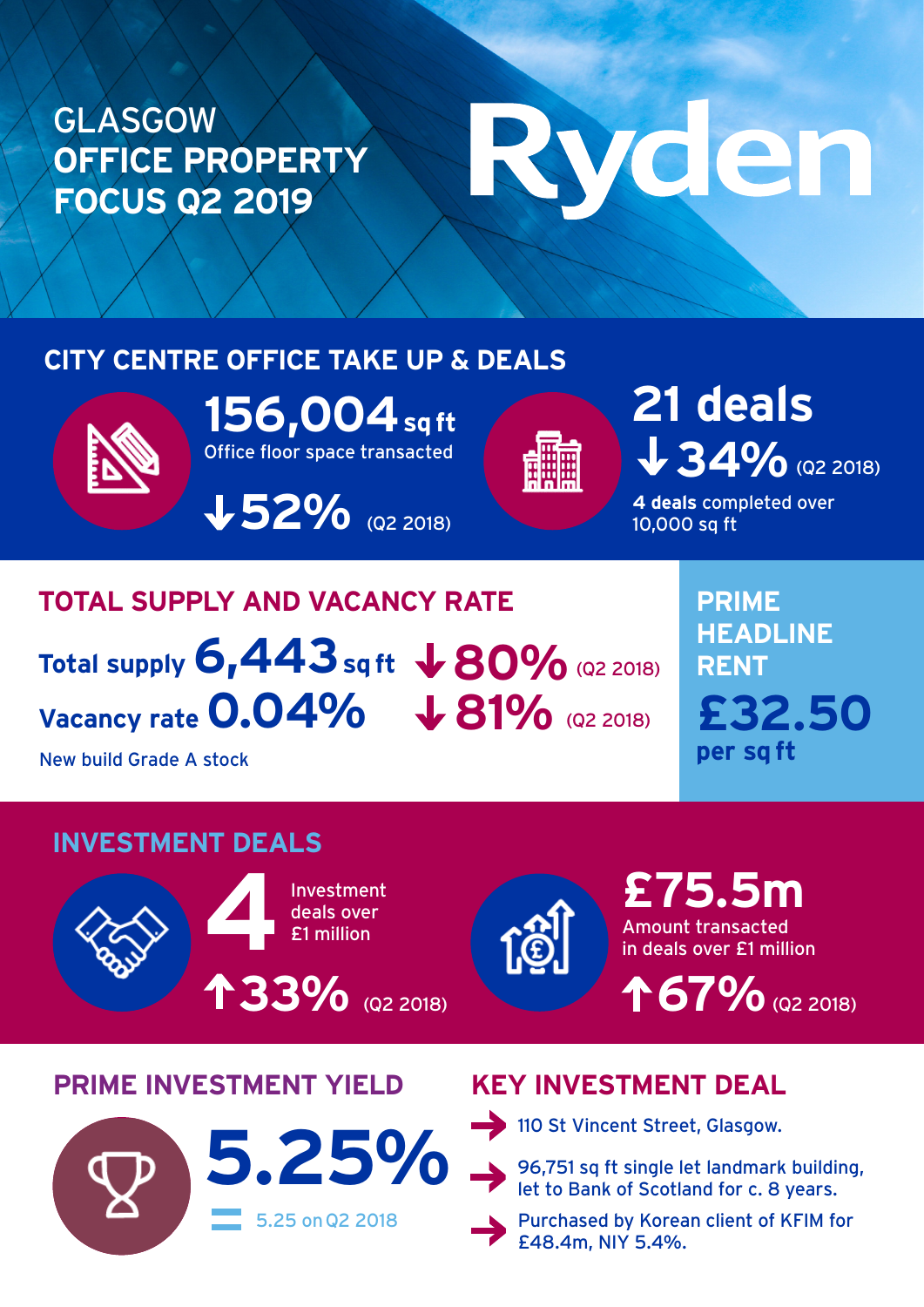# GLASGOW OFFICE PROPERTY FOCUS Q2 2019

Ryden

## CITY CENTRE OFFICE TAKE UP & DEALS

**156,004** sq ft
Office floor space transacted

↓52% (Q2 2018)

**21 deals**

↓34% (Q2 2018)

**4 deals** completed over 10,000 sq ft

## TOTAL SUPPLY AND VACANCY RATE

**Total supply 6,443** sq ft ↓80% (Q2 2018)

**Vacancy rate 0.04%** ↓81% (Q2 2018)

New build Grade A stock

## PRIME HEADLINE RENT

**£32.50**
per sq ft

## INVESTMENT DEALS

**4** Investment deals over £1 million

↑33% (Q2 2018)

**£75.5m**
Amount transacted in deals over £1 million

↑67% (Q2 2018)

## PRIME INVESTMENT YIELD

**5.25%**

= 5.25 on Q2 2018

## KEY INVESTMENT DEAL

- 110 St Vincent Street, Glasgow.
- 96,751 sq ft single let landmark building, let to Bank of Scotland for c. 8 years.
- Purchased by Korean client of KFIM for £48.4m, NIY 5.4%.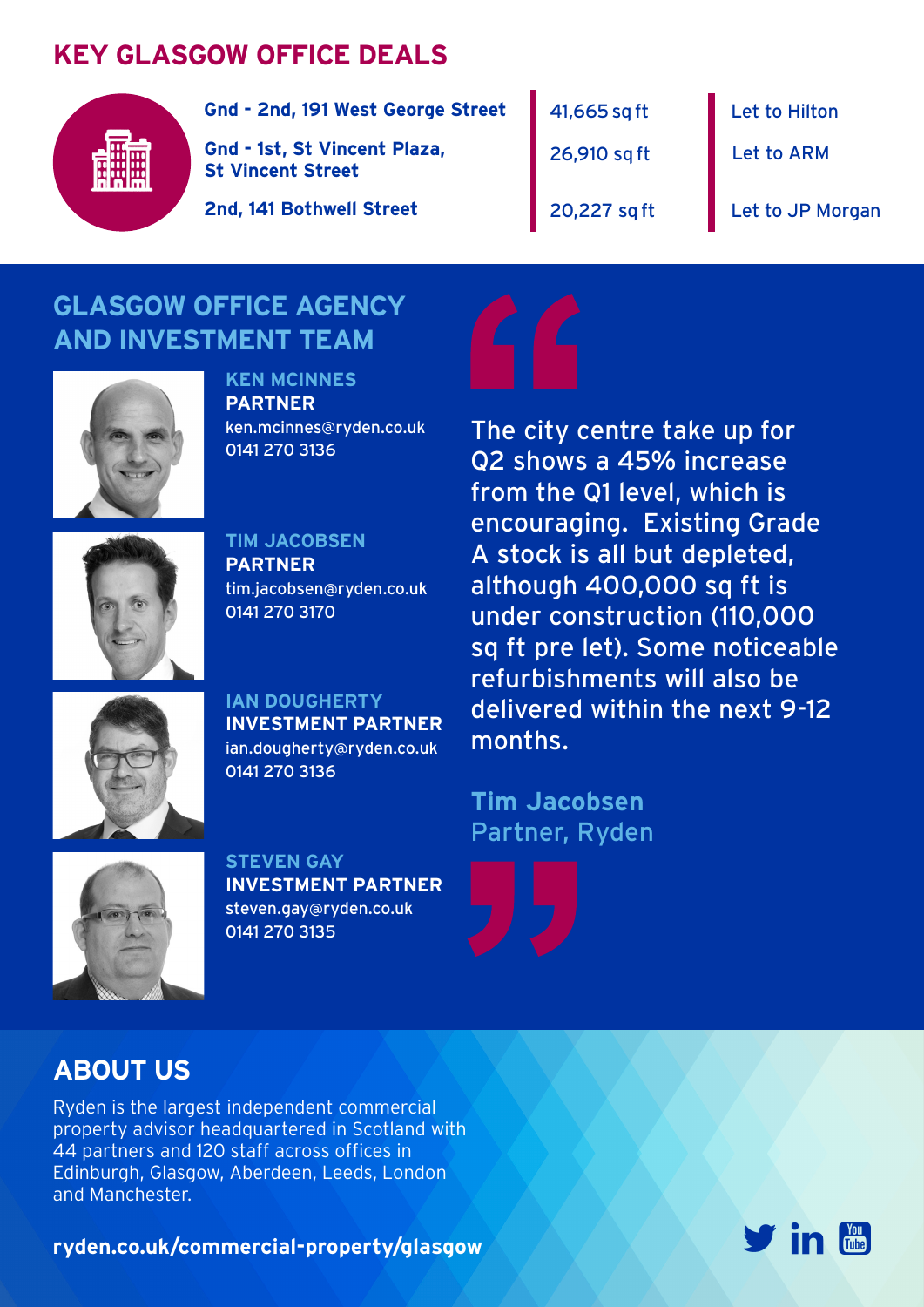## KEY GLASGOW OFFICE DEALS

| | | |
|---|---|---|
| **Gnd - 2nd, 191 West George Street** | 41,665 sq ft | Let to Hilton |
| **Gnd - 1st, St Vincent Plaza, St Vincent Street** | 26,910 sq ft | Let to ARM |
| **2nd, 141 Bothwell Street** | 20,227 sq ft | Let to JP Morgan |

## GLASGOW OFFICE AGENCY AND INVESTMENT TEAM

**KEN MCINNES**
**PARTNER**
ken.mcinnes@ryden.co.uk
0141 270 3136

**TIM JACOBSEN**
**PARTNER**
tim.jacobsen@ryden.co.uk
0141 270 3170

**IAN DOUGHERTY**
**INVESTMENT PARTNER**
ian.dougherty@ryden.co.uk
0141 270 3136

**STEVEN GAY**
**INVESTMENT PARTNER**
steven.gay@ryden.co.uk
0141 270 3135

> "The city centre take up for Q2 shows a 45% increase from the Q1 level, which is encouraging. Existing Grade A stock is all but depleted, although 400,000 sq ft is under construction (110,000 sq ft pre let). Some noticeable refurbishments will also be delivered within the next 9-12 months."
>
> **Tim Jacobsen**
> Partner, Ryden

## ABOUT US

Ryden is the largest independent commercial property advisor headquartered in Scotland with 44 partners and 120 staff across offices in Edinburgh, Glasgow, Aberdeen, Leeds, London and Manchester.

**ryden.co.uk/commercial-property/glasgow**